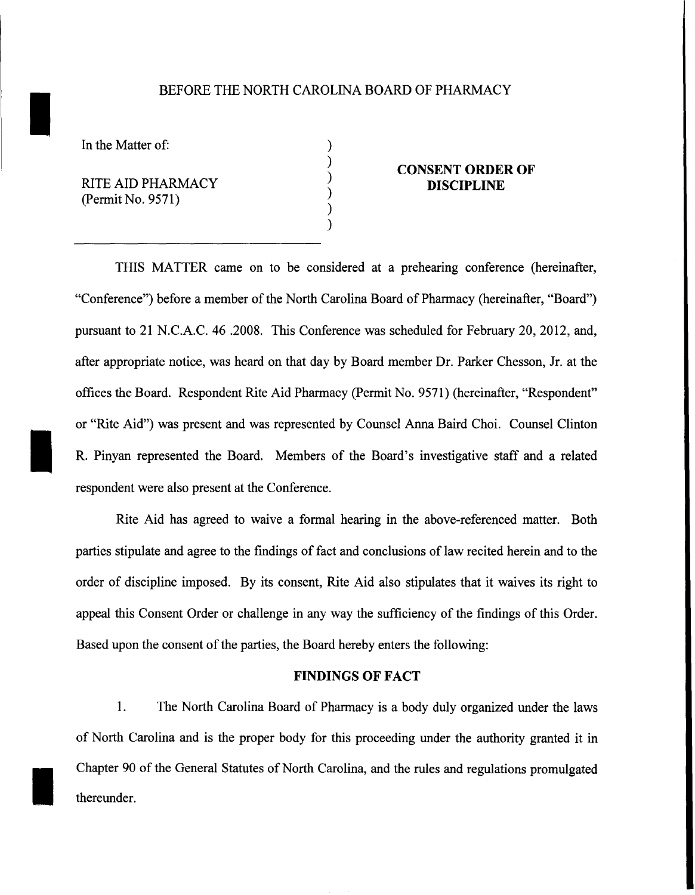BEFORE THE NORTH CAROLINA BOARD OF PHARMACY

In the Matter of:

RITE AID PHARMACY
(Permit No. 9571)

**CONSENT ORDER OF DISCIPLINE**

THIS MATTER came on to be considered at a prehearing conference (hereinafter, "Conference") before a member of the North Carolina Board of Pharmacy (hereinafter, "Board") pursuant to 21 N.C.A.C. 46 .2008. This Conference was scheduled for February 20, 2012, and, after appropriate notice, was heard on that day by Board member Dr. Parker Chesson, Jr. at the offices the Board. Respondent Rite Aid Pharmacy (Permit No. 9571) (hereinafter, "Respondent" or "Rite Aid") was present and was represented by Counsel Anna Baird Choi. Counsel Clinton R. Pinyan represented the Board. Members of the Board's investigative staff and a related respondent were also present at the Conference.

Rite Aid has agreed to waive a formal hearing in the above-referenced matter. Both parties stipulate and agree to the findings of fact and conclusions of law recited herein and to the order of discipline imposed. By its consent, Rite Aid also stipulates that it waives its right to appeal this Consent Order or challenge in any way the sufficiency of the findings of this Order. Based upon the consent of the parties, the Board hereby enters the following:

**FINDINGS OF FACT**

1. The North Carolina Board of Pharmacy is a body duly organized under the laws of North Carolina and is the proper body for this proceeding under the authority granted it in Chapter 90 of the General Statutes of North Carolina, and the rules and regulations promulgated thereunder.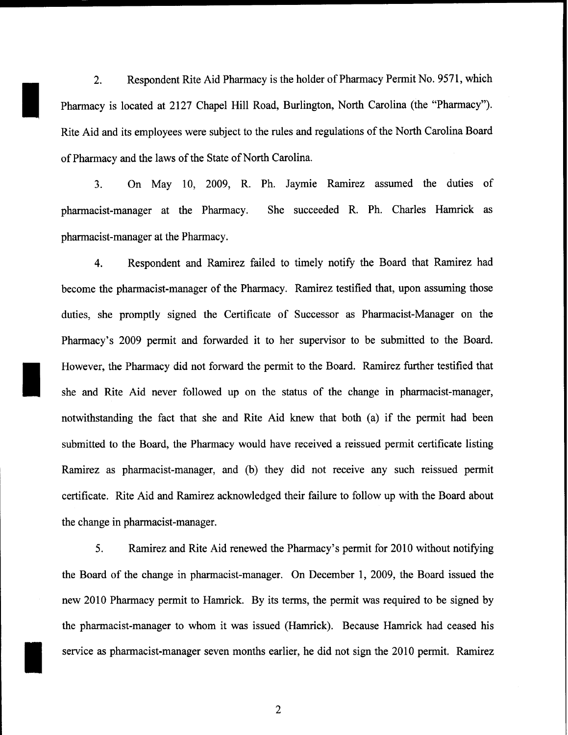2. Respondent Rite Aid Pharmacy is the holder of Pharmacy Permit No. 9571, which Pharmacy is located at 2127 Chapel Hill Road, Burlington, North Carolina (the "Pharmacy"). Rite Aid and its employees were subject to the rules and regulations of the North Carolina Board of Pharmacy and the laws of the State of North Carolina.

3. On May 10, 2009, R. Ph. Jaymie Ramirez assumed the duties of pharmacist-manager at the Pharmacy. She succeeded R. Ph. Charles Hamrick as pharmacist-manager at the Pharmacy.

4. Respondent and Ramirez failed to timely notify the Board that Ramirez had become the pharmacist-manager of the Pharmacy. Ramirez testified that, upon assuming those duties, she promptly signed the Certificate of Successor as Pharmacist-Manager on the Pharmacy's 2009 permit and forwarded it to her supervisor to be submitted to the Board. However, the Pharmacy did not forward the permit to the Board. Ramirez further testified that she and Rite Aid never followed up on the status of the change in pharmacist-manager, notwithstanding the fact that she and Rite Aid knew that both (a) if the permit had been submitted to the Board, the Pharmacy would have received a reissued permit certificate listing Ramirez as pharmacist-manager, and (b) they did not receive any such reissued permit certificate. Rite Aid and Ramirez acknowledged their failure to follow up with the Board about the change in pharmacist-manager.

5. Ramirez and Rite Aid renewed the Pharmacy's permit for 2010 without notifying the Board of the change in pharmacist-manager. On December 1, 2009, the Board issued the new 2010 Pharmacy permit to Hamrick. By its terms, the permit was required to be signed by the pharmacist-manager to whom it was issued (Hamrick). Because Hamrick had ceased his service as pharmacist-manager seven months earlier, he did not sign the 2010 permit. Ramirez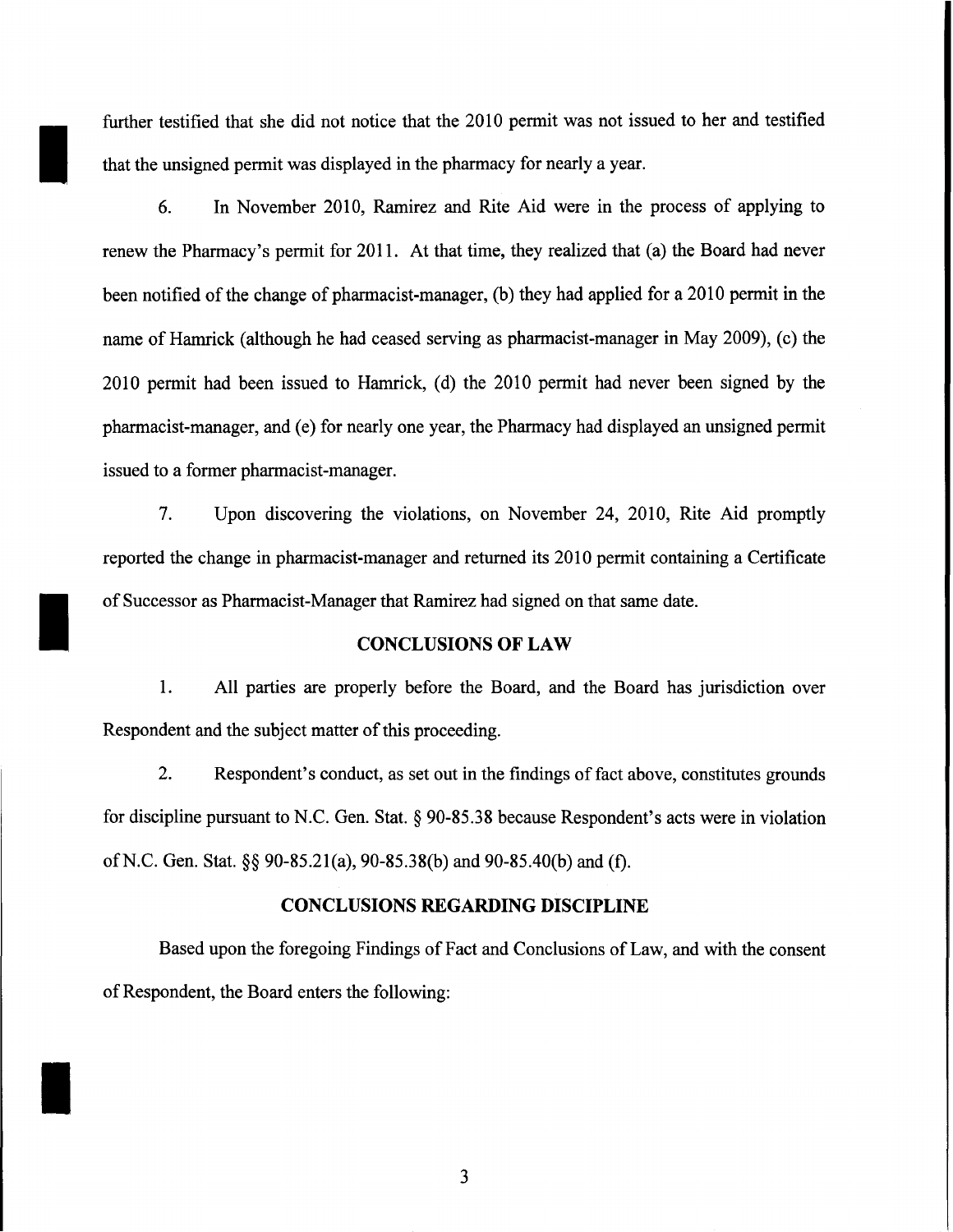further testified that she did not notice that the 2010 permit was not issued to her and testified that the unsigned permit was displayed in the pharmacy for nearly a year.

6. In November 2010, Ramirez and Rite Aid were in the process of applying to renew the Pharmacy's permit for 2011. At that time, they realized that (a) the Board had never been notified of the change of pharmacist-manager, (b) they had applied for a 2010 permit in the name of Hamrick (although he had ceased serving as pharmacist-manager in May 2009), (c) the 2010 permit had been issued to Hamrick, (d) the 2010 permit had never been signed by the pharmacist-manager, and (e) for nearly one year, the Pharmacy had displayed an unsigned permit issued to a former pharmacist-manager.

7. Upon discovering the violations, on November 24, 2010, Rite Aid promptly reported the change in pharmacist-manager and returned its 2010 permit containing a Certificate of Successor as Pharmacist-Manager that Ramirez had signed on that same date.

## CONCLUSIONS OF LAW

1. All parties are properly before the Board, and the Board has jurisdiction over Respondent and the subject matter of this proceeding.

2. Respondent's conduct, as set out in the findings of fact above, constitutes grounds for discipline pursuant to N.C. Gen. Stat. § 90-85.38 because Respondent's acts were in violation of N.C. Gen. Stat. §§ 90-85.21(a), 90-85.38(b) and 90-85.40(b) and (f).

## CONCLUSIONS REGARDING DISCIPLINE

Based upon the foregoing Findings of Fact and Conclusions of Law, and with the consent of Respondent, the Board enters the following: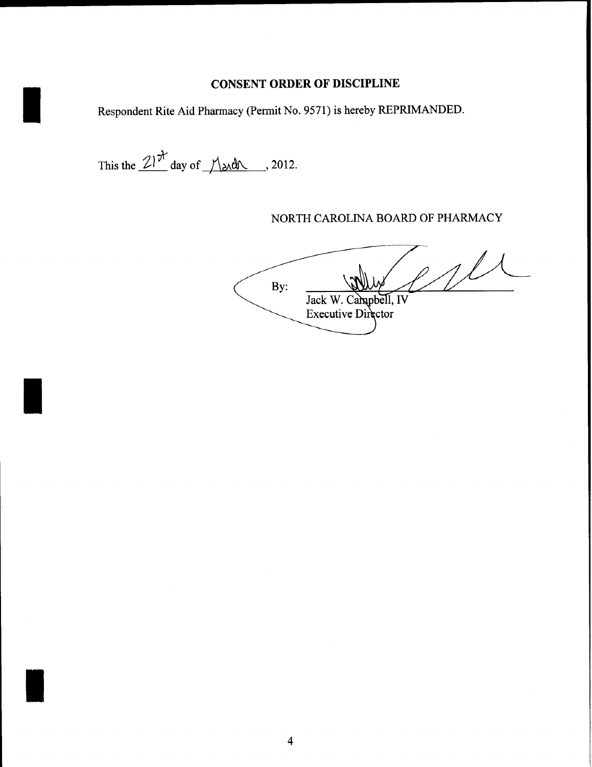**CONSENT ORDER OF DISCIPLINE**

Respondent Rite Aid Pharmacy (Permit No. 9571) is hereby REPRIMANDED.

This the 21st day of March, 2012.

NORTH CAROLINA BOARD OF PHARMACY

By: ______________________

Jack W. Campbell, IV
Executive Director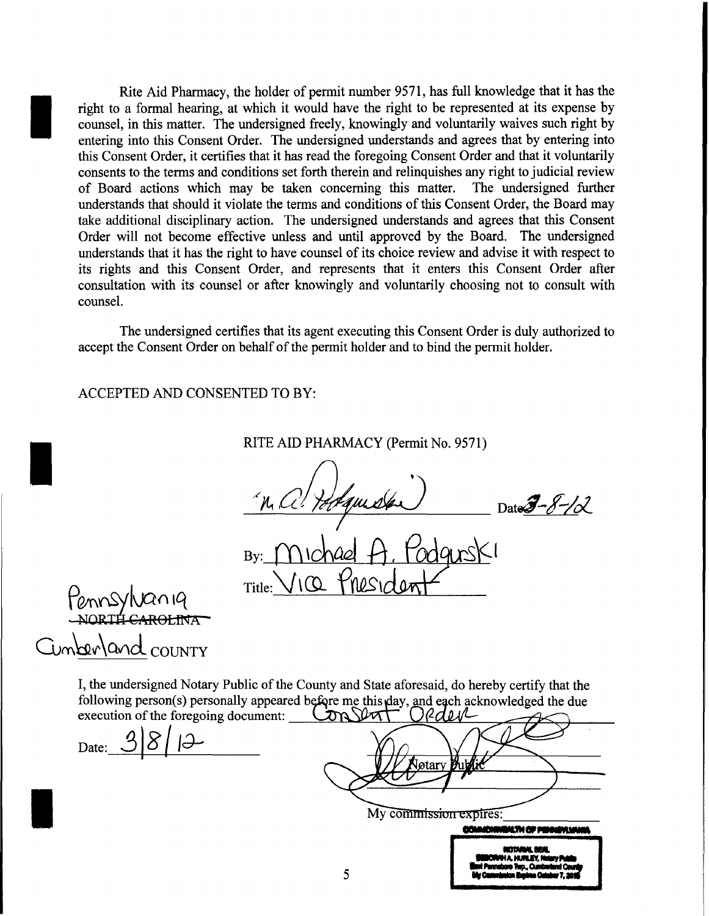Rite Aid Pharmacy, the holder of permit number 9571, has full knowledge that it has the right to a formal hearing, at which it would have the right to be represented at its expense by counsel, in this matter. The undersigned freely, knowingly and voluntarily waives such right by entering into this Consent Order. The undersigned understands and agrees that by entering into this Consent Order, it certifies that it has read the foregoing Consent Order and that it voluntarily consents to the terms and conditions set forth therein and relinquishes any right to judicial review of Board actions which may be taken concerning this matter. The undersigned further understands that should it violate the terms and conditions of this Consent Order, the Board may take additional disciplinary action. The undersigned understands and agrees that this Consent Order will not become effective unless and until approved by the Board. The undersigned understands that it has the right to have counsel of its choice review and advise it with respect to its rights and this Consent Order, and represents that it enters this Consent Order after consultation with its counsel or after knowingly and voluntarily choosing not to consult with counsel.

The undersigned certifies that its agent executing this Consent Order is duly authorized to accept the Consent Order on behalf of the permit holder and to bind the permit holder.

ACCEPTED AND CONSENTED TO BY:

RITE AID PHARMACY (Permit No. 9571)

_[signature]_ Date 3-8-12

By: Michael A. Podgurski

Title: Vice President

Pennsylvania ~~NORTH CAROLINA~~

Cumberland COUNTY

I, the undersigned Notary Public of the County and State aforesaid, do hereby certify that the following person(s) personally appeared before me this day, and each acknowledged the due execution of the foregoing document: Consent Order

Date: 3/8/12

_[signature]_ Notary Public

My commission expires:

COMMONWEALTH OF PENNSYLVANIA
NOTARIAL SEAL
DEBORAH A. HURLEY, Notary Public
East Pennsboro Twp., Cumberland County
My Commission Expires October 7, 2015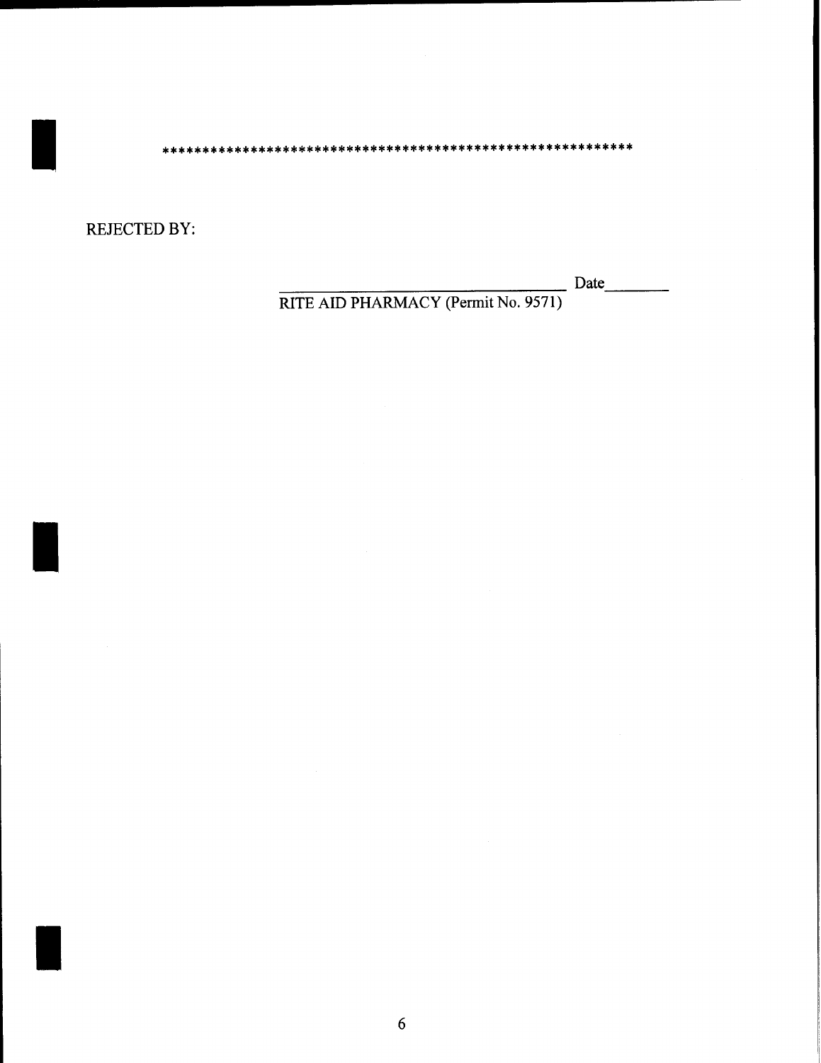*************************************************************

REJECTED BY:

_________________________________ Date_______
RITE AID PHARMACY (Permit No. 9571)